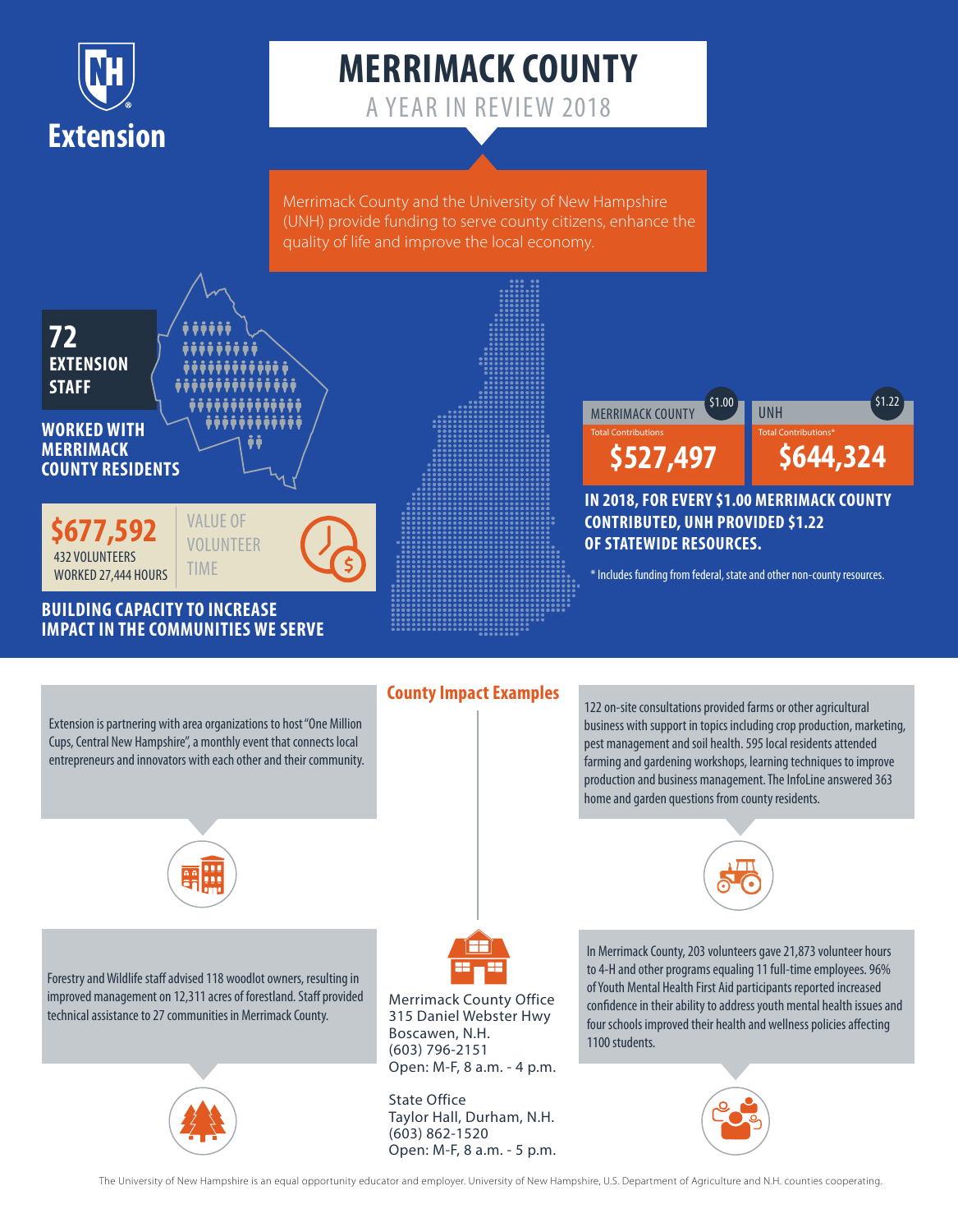Extension

# MERRIMACK COUNTY

## A YEAR IN REVIEW 2018

Merrimack County and the University of New Hampshire (UNH) provide funding to serve county citizens, enhance the quality of life and improve the local economy.

**72 EXTENSION STAFF**

**WORKED WITH MERRIMACK COUNTY RESIDENTS**

**$677,592** VALUE OF VOLUNTEER TIME

432 VOLUNTEERS WORKED 27,444 HOURS

**BUILDING CAPACITY TO INCREASE IMPACT IN THE COMMUNITIES WE SERVE**

| MERRIMACK COUNTY ($1.00) | UNH ($1.22) |
|---|---|
| Total Contributions | Total Contributions* |
| **$527,497** | **$644,324** |

**IN 2018, FOR EVERY $1.00 MERRIMACK COUNTY CONTRIBUTED, UNH PROVIDED $1.22 OF STATEWIDE RESOURCES.**

\* Includes funding from federal, state and other non-county resources.

## County Impact Examples

Extension is partnering with area organizations to host "One Million Cups, Central New Hampshire", a monthly event that connects local entrepreneurs and innovators with each other and their community.

122 on-site consultations provided farms or other agricultural business with support in topics including crop production, marketing, pest management and soil health. 595 local residents attended farming and gardening workshops, learning techniques to improve production and business management. The InfoLine answered 363 home and garden questions from county residents.

Forestry and Wildlife staff advised 118 woodlot owners, resulting in improved management on 12,311 acres of forestland. Staff provided technical assistance to 27 communities in Merrimack County.

In Merrimack County, 203 volunteers gave 21,873 volunteer hours to 4-H and other programs equaling 11 full-time employees. 96% of Youth Mental Health First Aid participants reported increased confidence in their ability to address youth mental health issues and four schools improved their health and wellness policies affecting 1100 students.

Merrimack County Office
315 Daniel Webster Hwy
Boscawen, N.H.
(603) 796-2151
Open: M-F, 8 a.m. - 4 p.m.

State Office
Taylor Hall, Durham, N.H.
(603) 862-1520
Open: M-F, 8 a.m. - 5 p.m.

The University of New Hampshire is an equal opportunity educator and employer. University of New Hampshire, U.S. Department of Agriculture and N.H. counties cooperating.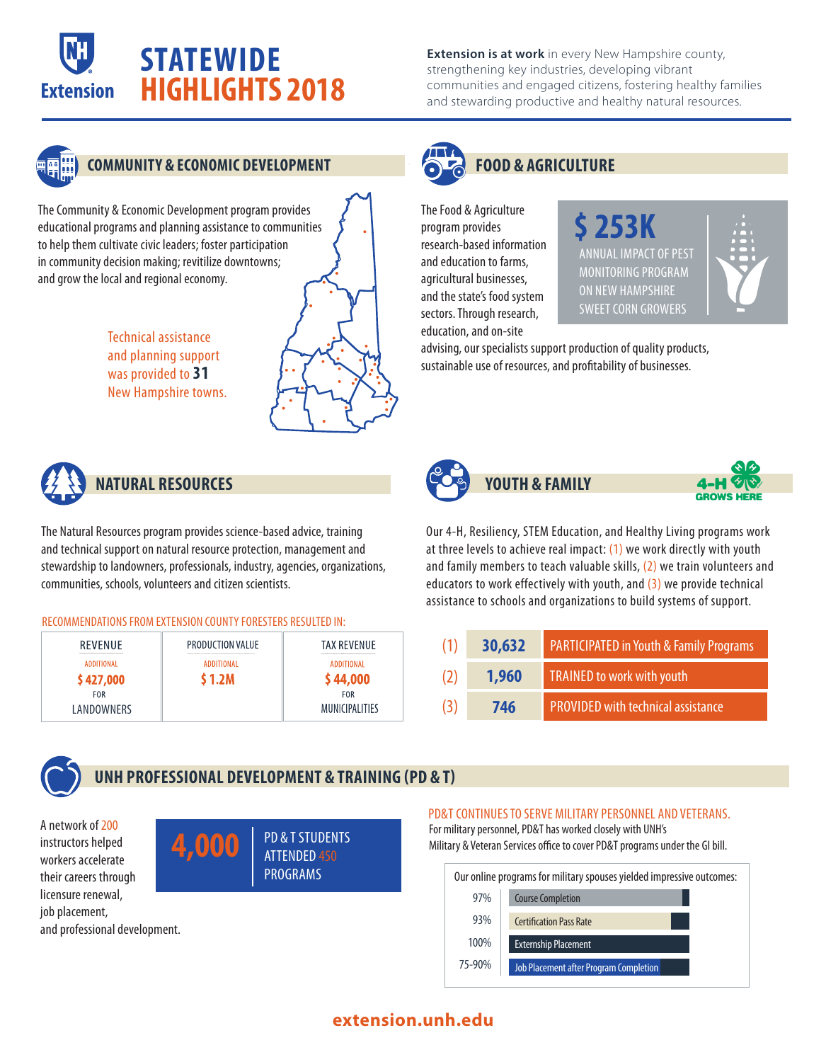# STATEWIDE HIGHLIGHTS 2018

**Extension is at work** in every New Hampshire county, strengthening key industries, developing vibrant communities and engaged citizens, fostering healthy families and stewarding productive and healthy natural resources.

## COMMUNITY & ECONOMIC DEVELOPMENT

The Community & Economic Development program provides educational programs and planning assistance to communities to help them cultivate civic leaders; foster participation in community decision making; revitilize downtowns; and grow the local and regional economy.

Technical assistance and planning support was provided to **31** New Hampshire towns.

## FOOD & AGRICULTURE

The Food & Agriculture program provides research-based information and education to farms, agricultural businesses, and the state's food system sectors. Through research, education, and on-site advising, our specialists support production of quality products, sustainable use of resources, and profitability of businesses.

**$ 253K**
ANNUAL IMPACT OF PEST MONITORING PROGRAM ON NEW HAMPSHIRE SWEET CORN GROWERS

## NATURAL RESOURCES

The Natural Resources program provides science-based advice, training and technical support on natural resource protection, management and stewardship to landowners, professionals, industry, agencies, organizations, communities, schools, volunteers and citizen scientists.

RECOMMENDATIONS FROM EXTENSION COUNTY FORESTERS RESULTED IN:

| REVENUE | PRODUCTION VALUE | TAX REVENUE |
|---|---|---|
| ADDITIONAL **$ 427,000** FOR LANDOWNERS | ADDITIONAL **$ 1.2M** | ADDITIONAL **$ 44,000** FOR MUNICIPALITIES |

## YOUTH & FAMILY

4-H GROWS HERE

Our 4-H, Resiliency, STEM Education, and Healthy Living programs work at three levels to achieve real impact: (1) we work directly with youth and family members to teach valuable skills, (2) we train volunteers and educators to work effectively with youth, and (3) we provide technical assistance to schools and organizations to build systems of support.

| | | |
|---|---|---|
| (1) | **30,632** | PARTICIPATED in Youth & Family Programs |
| (2) | **1,960** | TRAINED to work with youth |
| (3) | **746** | PROVIDED with technical assistance |

## UNH PROFESSIONAL DEVELOPMENT & TRAINING (PD & T)

A network of 200 instructors helped workers accelerate their careers through licensure renewal, job placement, and professional development.

**4,000** PD & T STUDENTS ATTENDED 450 PROGRAMS

PD&T CONTINUES TO SERVE MILITARY PERSONNEL AND VETERANS.
For military personnel, PD&T has worked closely with UNH's Military & Veteran Services office to cover PD&T programs under the GI bill.

Our online programs for military spouses yielded impressive outcomes:

97% Course Completion
93% Certification Pass Rate
100% Externship Placement
75-90% Job Placement after Program Completion

**extension.unh.edu**